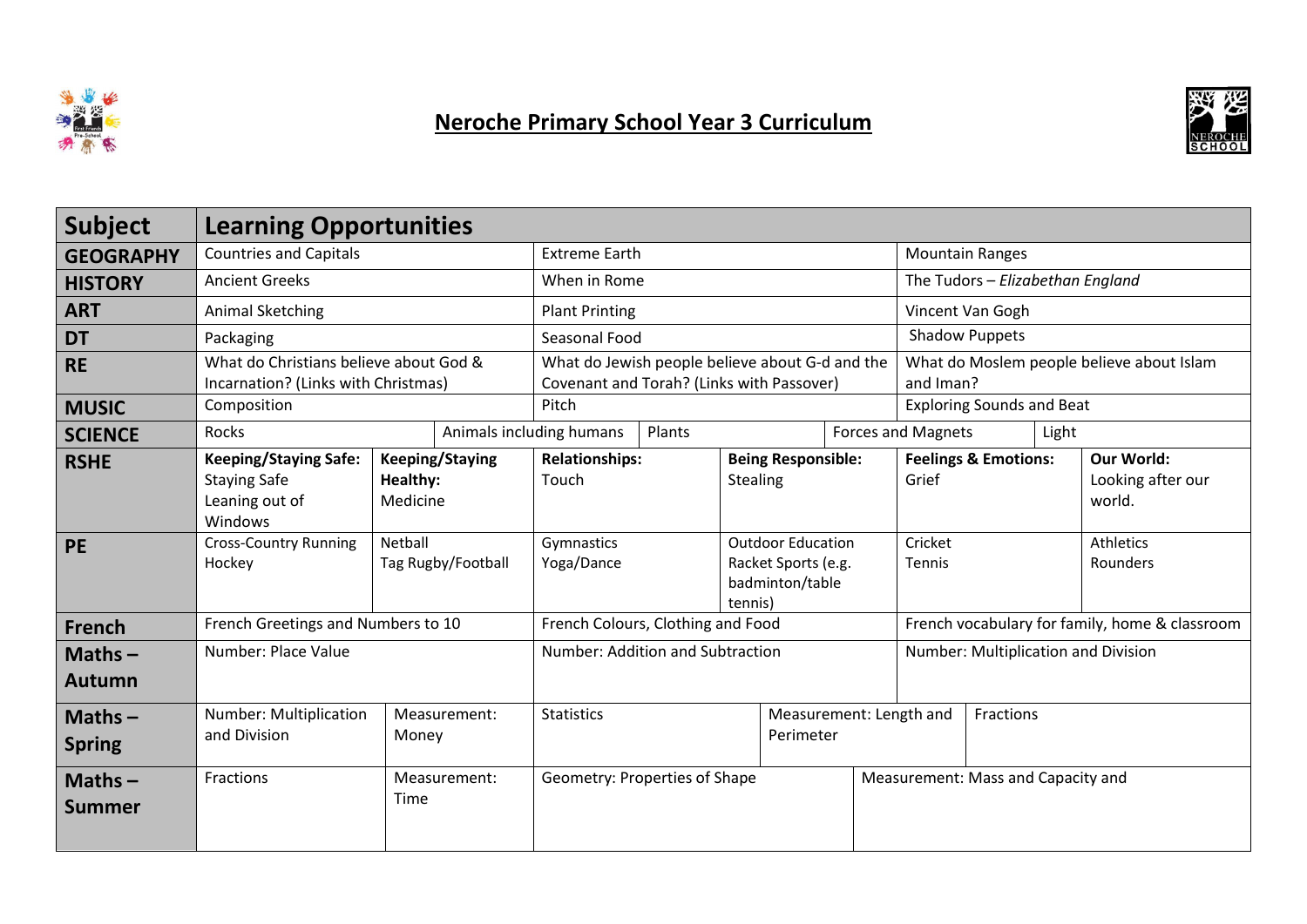# Neroche Primary School Year 3 Curriculum

| Subject | Learning Opportunities | | | | | |
|---|---|---|---|---|---|---|
| **GEOGRAPHY** | Countries and Capitals | | Extreme Earth | | Mountain Ranges | |
| **HISTORY** | Ancient Greeks | | When in Rome | | The Tudors – *Elizabethan England* | |
| **ART** | Animal Sketching | | Plant Printing | | Vincent Van Gogh | |
| **DT** | Packaging | | Seasonal Food | | Shadow Puppets | |
| **RE** | What do Christians believe about God & Incarnation? (Links with Christmas) | | What do Jewish people believe about G-d and the Covenant and Torah? (Links with Passover) | | What do Moslem people believe about Islam and Iman? | |
| **MUSIC** | Composition | | Pitch | | Exploring Sounds and Beat | |
| **SCIENCE** | Rocks | Animals including humans | Plants | | Forces and Magnets | Light |
| **RSHE** | **Keeping/Staying Safe:** Staying Safe Leaning out of Windows | **Keeping/Staying Healthy:** Medicine | **Relationships:** Touch | **Being Responsible:** Stealing | **Feelings & Emotions:** Grief | **Our World:** Looking after our world. |
| **PE** | Cross-Country Running Hockey | Netball Tag Rugby/Football | Gymnastics Yoga/Dance | Outdoor Education Racket Sports (e.g. badminton/table tennis) | Cricket Tennis | Athletics Rounders |
| **French** | French Greetings and Numbers to 10 | | French Colours, Clothing and Food | | French vocabulary for family, home & classroom | |
| **Maths – Autumn** | Number: Place Value | | Number: Addition and Subtraction | | Number: Multiplication and Division | |
| **Maths – Spring** | Number: Multiplication and Division | Measurement: Money | Statistics | Measurement: Length and Perimeter | Fractions | |
| **Maths – Summer** | Fractions | Measurement: Time | Geometry: Properties of Shape | | Measurement: Mass and Capacity and | |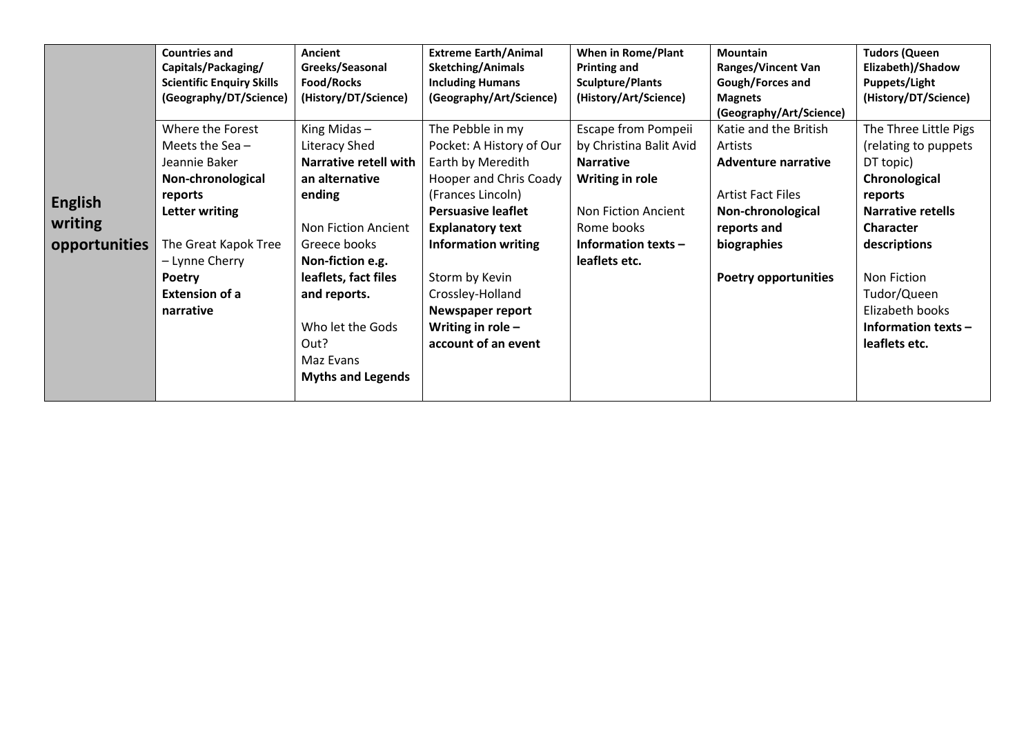| | **Countries and Capitals/Packaging/ Scientific Enquiry Skills (Geography/DT/Science)** | **Ancient Greeks/Seasonal Food/Rocks (History/DT/Science)** | **Extreme Earth/Animal Sketching/Animals Including Humans (Geography/Art/Science)** | **When in Rome/Plant Printing and Sculpture/Plants (History/Art/Science)** | **Mountain Ranges/Vincent Van Gogh/Forces and Magnets (Geography/Art/Science)** | **Tudors (Queen Elizabeth)/Shadow Puppets/Light (History/DT/Science)** |
|---|---|---|---|---|---|---|
| **English writing opportunities** | Where the Forest Meets the Sea – Jeannie Baker<br>**Non-chronological reports**<br>**Letter writing**<br><br>The Great Kapok Tree – Lynne Cherry<br>**Poetry**<br>**Extension of a narrative** | King Midas – Literacy Shed<br>**Narrative retell with an alternative ending**<br><br>Non Fiction Ancient Greece books<br>**Non-fiction e.g. leaflets, fact files and reports.**<br><br>Who let the Gods Out?<br>Maz Evans<br>**Myths and Legends** | The Pebble in my Pocket: A History of Our Earth by Meredith Hooper and Chris Coady (Frances Lincoln)<br>**Persuasive leaflet**<br>**Explanatory text**<br>**Information writing**<br><br>Storm by Kevin Crossley-Holland<br>**Newspaper report**<br>**Writing in role – account of an event** | Escape from Pompeii by Christina Balit Avid<br>**Narrative**<br>**Writing in role**<br><br>Non Fiction Ancient Rome books<br>**Information texts – leaflets etc.** | Katie and the British Artists<br>**Adventure narrative**<br><br>Artist Fact Files<br>**Non-chronological reports and biographies**<br><br>**Poetry opportunities** | The Three Little Pigs (relating to puppets DT topic)<br>**Chronological reports**<br>**Narrative retells**<br>**Character descriptions**<br><br>Non Fiction Tudor/Queen Elizabeth books<br>**Information texts – leaflets etc.** |